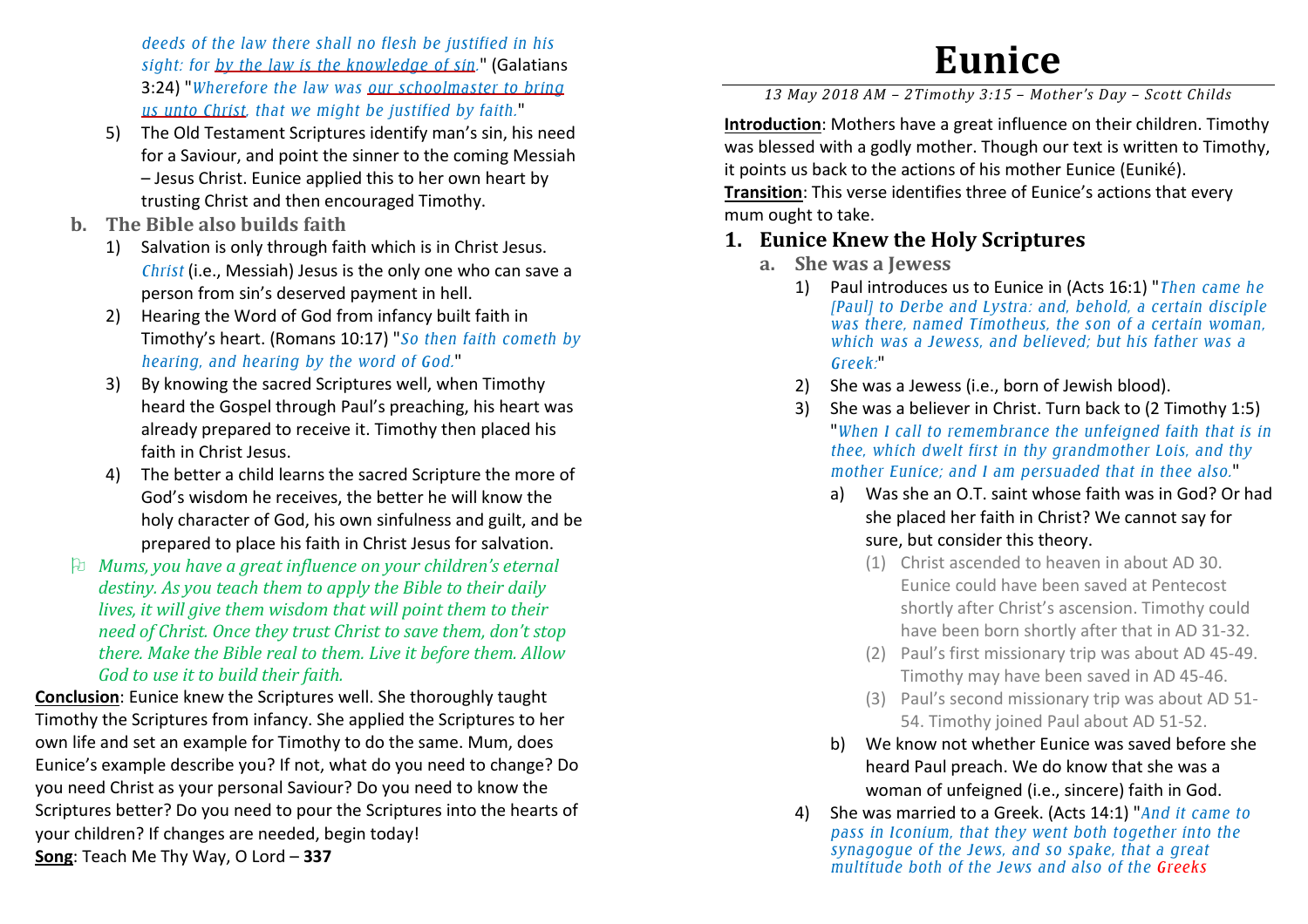# Eunice

*13 May 2018 AM – 2Timothy 3:15 – Mother's Day – Scott Childs*

**Introduction**: Mothers have a great influence on their children. Timothy was blessed with a godly mother. Though our text is written to Timothy, it points us back to the actions of his mother Eunice (Euniké).

**Transition**: This verse identifies three of Eunice's actions that every mum ought to take.

## 1. Eunice Knew the Holy Scriptures

### a. She was a Jewess

1) Paul introduces us to Eunice in (Acts 16:1) "*Then came he [Paul] to Derbe and Lystra: and, behold, a certain disciple was there, named Timotheus, the son of a certain woman, which was a Jewess, and believed; but his father was a Greek:*"
2) She was a Jewess (i.e., born of Jewish blood).
3) She was a believer in Christ. Turn back to (2 Timothy 1:5) "*When I call to remembrance the unfeigned faith that is in thee, which dwelt first in thy grandmother Lois, and thy mother Eunice; and I am persuaded that in thee also.*"
   a) Was she an O.T. saint whose faith was in God? Or had she placed her faith in Christ? We cannot say for sure, but consider this theory.
      (1) Christ ascended to heaven in about AD 30. Eunice could have been saved at Pentecost shortly after Christ's ascension. Timothy could have been born shortly after that in AD 31-32.
      (2) Paul's first missionary trip was about AD 45-49. Timothy may have been saved in AD 45-46.
      (3) Paul's second missionary trip was about AD 51-54. Timothy joined Paul about AD 51-52.
   b) We know not whether Eunice was saved before she heard Paul preach. We do know that she was a woman of unfeigned (i.e., sincere) faith in God.
4) She was married to a Greek. (Acts 14:1) "*And it came to pass in Iconium, that they went both together into the synagogue of the Jews, and so spake, that a great multitude both of the Jews and also of the Greeks*

*deeds of the law there shall no flesh be justified in his sight: for by the law is the knowledge of sin.*" (Galatians 3:24) "*Wherefore the law was our schoolmaster to bring us unto Christ, that we might be justified by faith.*"

5) The Old Testament Scriptures identify man's sin, his need for a Saviour, and point the sinner to the coming Messiah – Jesus Christ. Eunice applied this to her own heart by trusting Christ and then encouraged Timothy.

### b. The Bible also builds faith

1) Salvation is only through faith which is in Christ Jesus. *Christ* (i.e., Messiah) Jesus is the only one who can save a person from sin's deserved payment in hell.
2) Hearing the Word of God from infancy built faith in Timothy's heart. (Romans 10:17) "*So then faith cometh by hearing, and hearing by the word of God.*"
3) By knowing the sacred Scriptures well, when Timothy heard the Gospel through Paul's preaching, his heart was already prepared to receive it. Timothy then placed his faith in Christ Jesus.
4) The better a child learns the sacred Scripture the more of God's wisdom he receives, the better he will know the holy character of God, his own sinfulness and guilt, and be prepared to place his faith in Christ Jesus for salvation.

- *Mums, you have a great influence on your children's eternal destiny. As you teach them to apply the Bible to their daily lives, it will give them wisdom that will point them to their need of Christ. Once they trust Christ to save them, don't stop there. Make the Bible real to them. Live it before them. Allow God to use it to build their faith.*

**Conclusion**: Eunice knew the Scriptures well. She thoroughly taught Timothy the Scriptures from infancy. She applied the Scriptures to her own life and set an example for Timothy to do the same. Mum, does Eunice's example describe you? If not, what do you need to change? Do you need Christ as your personal Saviour? Do you need to know the Scriptures better? Do you need to pour the Scriptures into the hearts of your children? If changes are needed, begin today!

**Song**: Teach Me Thy Way, O Lord – **337**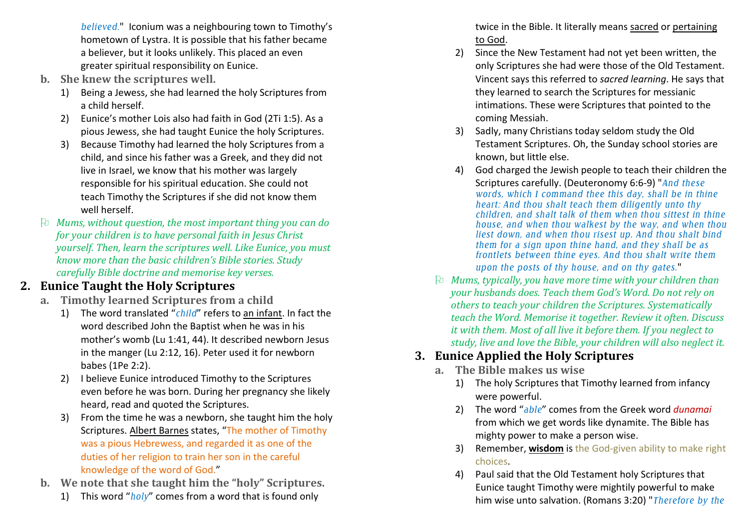*believed.*" Iconium was a neighbouring town to Timothy's hometown of Lystra. It is possible that his father became a believer, but it looks unlikely. This placed an even greater spiritual responsibility on Eunice.

**b. She knew the scriptures well.**

1) Being a Jewess, she had learned the holy Scriptures from a child herself.
2) Eunice's mother Lois also had faith in God (2Ti 1:5). As a pious Jewess, she had taught Eunice the holy Scriptures.
3) Because Timothy had learned the holy Scriptures from a child, and since his father was a Greek, and they did not live in Israel, we know that his mother was largely responsible for his spiritual education. She could not teach Timothy the Scriptures if she did not know them well herself.

*Mums, without question, the most important thing you can do for your children is to have personal faith in Jesus Christ yourself. Then, learn the scriptures well. Like Eunice, you must know more than the basic children's Bible stories. Study carefully Bible doctrine and memorise key verses.*

## 2. Eunice Taught the Holy Scriptures

**a. Timothy learned Scriptures from a child**

1) The word translated "*child*" refers to an infant. In fact the word described John the Baptist when he was in his mother's womb (Lu 1:41, 44). It described newborn Jesus in the manger (Lu 2:12, 16). Peter used it for newborn babes (1Pe 2:2).
2) I believe Eunice introduced Timothy to the Scriptures even before he was born. During her pregnancy she likely heard, read and quoted the Scriptures.
3) From the time he was a newborn, she taught him the holy Scriptures. Albert Barnes states, "The mother of Timothy was a pious Hebrewess, and regarded it as one of the duties of her religion to train her son in the careful knowledge of the word of God."

**b. We note that she taught him the "holy" Scriptures.**

1) This word "*holy*" comes from a word that is found only twice in the Bible. It literally means sacred or pertaining to God.
2) Since the New Testament had not yet been written, the only Scriptures she had were those of the Old Testament. Vincent says this referred to *sacred learning*. He says that they learned to search the Scriptures for messianic intimations. These were Scriptures that pointed to the coming Messiah.
3) Sadly, many Christians today seldom study the Old Testament Scriptures. Oh, the Sunday school stories are known, but little else.
4) God charged the Jewish people to teach their children the Scriptures carefully. (Deuteronomy 6:6-9) "*And these words, which I command thee this day, shall be in thine heart: And thou shalt teach them diligently unto thy children, and shalt talk of them when thou sittest in thine house, and when thou walkest by the way, and when thou liest down, and when thou risest up. And thou shalt bind them for a sign upon thine hand, and they shall be as frontlets between thine eyes. And thou shalt write them upon the posts of thy house, and on thy gates.*"

*Mums, typically, you have more time with your children than your husbands does. Teach them God's Word. Do not rely on others to teach your children the Scriptures. Systematically teach the Word. Memorise it together. Review it often. Discuss it with them. Most of all live it before them. If you neglect to study, live and love the Bible, your children will also neglect it.*

## 3. Eunice Applied the Holy Scriptures

**a. The Bible makes us wise**

1) The holy Scriptures that Timothy learned from infancy were powerful.
2) The word "*able*" comes from the Greek word *dunamai* from which we get words like dynamite. The Bible has mighty power to make a person wise.
3) Remember, **wisdom** is the God-given ability to make right choices.
4) Paul said that the Old Testament holy Scriptures that Eunice taught Timothy were mightily powerful to make him wise unto salvation. (Romans 3:20) "*Therefore by the*